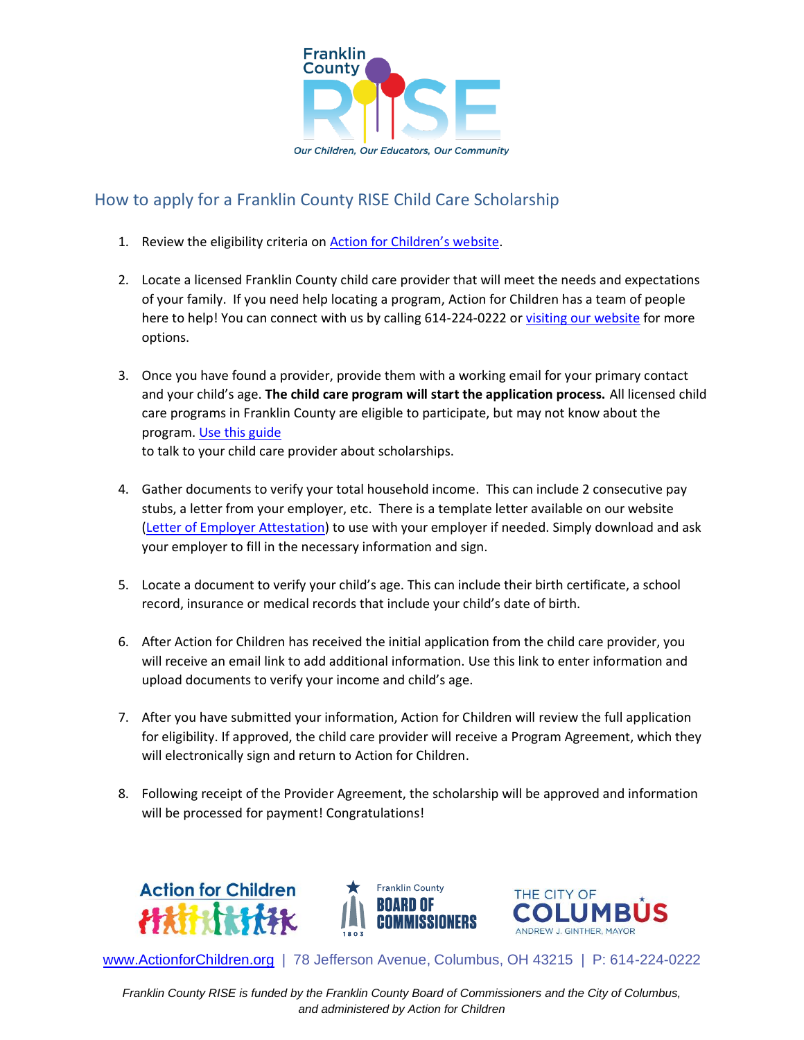Franklin County RISE

*Our Children, Our Educators, Our Community*

## How to apply for a Franklin County RISE Child Care Scholarship

1. Review the eligibility criteria on Action for Children's website.

2. Locate a licensed Franklin County child care provider that will meet the needs and expectations of your family. If you need help locating a program, Action for Children has a team of people here to help! You can connect with us by calling 614-224-0222 or visiting our website for more options.

3. Once you have found a provider, provide them with a working email for your primary contact and your child's age. **The child care program will start the application process.** All licensed child care programs in Franklin County are eligible to participate, but may not know about the program. Use this guide to talk to your child care provider about scholarships.

4. Gather documents to verify your total household income. This can include 2 consecutive pay stubs, a letter from your employer, etc. There is a template letter available on our website (Letter of Employer Attestation) to use with your employer if needed. Simply download and ask your employer to fill in the necessary information and sign.

5. Locate a document to verify your child's age. This can include their birth certificate, a school record, insurance or medical records that include your child's date of birth.

6. After Action for Children has received the initial application from the child care provider, you will receive an email link to add additional information. Use this link to enter information and upload documents to verify your income and child's age.

7. After you have submitted your information, Action for Children will review the full application for eligibility. If approved, the child care provider will receive a Program Agreement, which they will electronically sign and return to Action for Children.

8. Following receipt of the Provider Agreement, the scholarship will be approved and information will be processed for payment! Congratulations!

Action for Children | Franklin County Board of Commissioners | The City of Columbus, Andrew J. Ginther, Mayor

www.ActionforChildren.org | 78 Jefferson Avenue, Columbus, OH 43215 | P: 614-224-0222

*Franklin County RISE is funded by the Franklin County Board of Commissioners and the City of Columbus, and administered by Action for Children*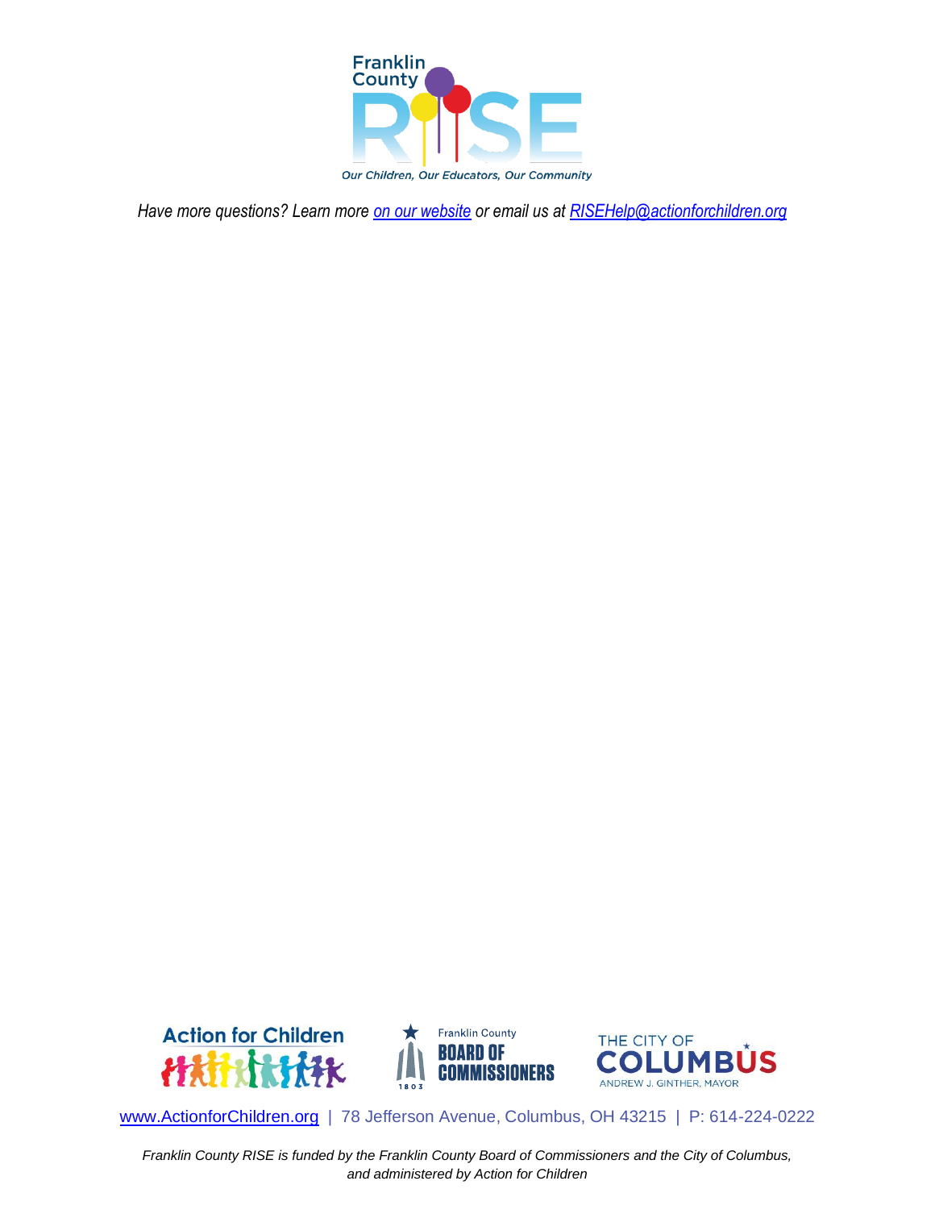*Have more questions? Learn more [on our website](#) or email us at [RISEHelp@actionforchildren.org](mailto:RISEHelp@actionforchildren.org)*

[www.ActionforChildren.org](http://www.ActionforChildren.org) | 78 Jefferson Avenue, Columbus, OH 43215 | P: 614-224-0222

*Franklin County RISE is funded by the Franklin County Board of Commissioners and the City of Columbus, and administered by Action for Children*